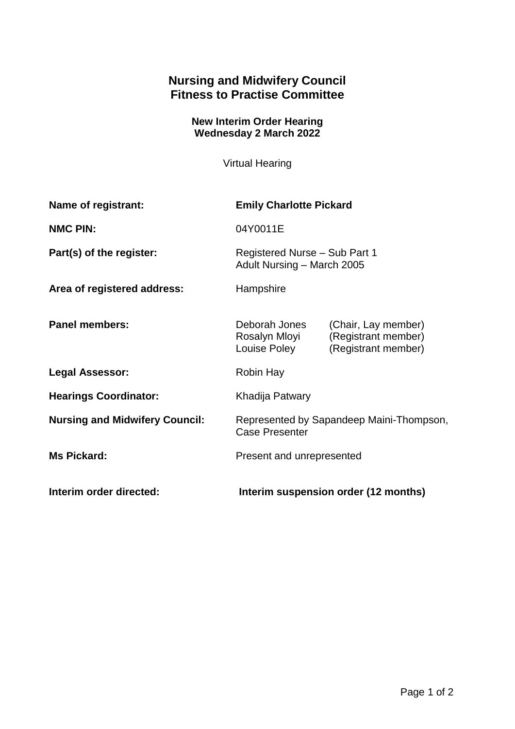# Nursing and Midwifery Council
# Fitness to Practise Committee

### New Interim Order Hearing
### Wednesday 2 March 2022

Virtual Hearing

| | |
|---|---|
| **Name of registrant:** | **Emily Charlotte Pickard** |
| **NMC PIN:** | 04Y0011E |
| **Part(s) of the register:** | Registered Nurse – Sub Part 1<br>Adult Nursing – March 2005 |
| **Area of registered address:** | Hampshire |
| **Panel members:** | Deborah Jones (Chair, Lay member)<br>Rosalyn Mloyi (Registrant member)<br>Louise Poley (Registrant member) |
| **Legal Assessor:** | Robin Hay |
| **Hearings Coordinator:** | Khadija Patwary |
| **Nursing and Midwifery Council:** | Represented by Sapandeep Maini-Thompson, Case Presenter |
| **Ms Pickard:** | Present and unrepresented |
| **Interim order directed:** | **Interim suspension order (12 months)** |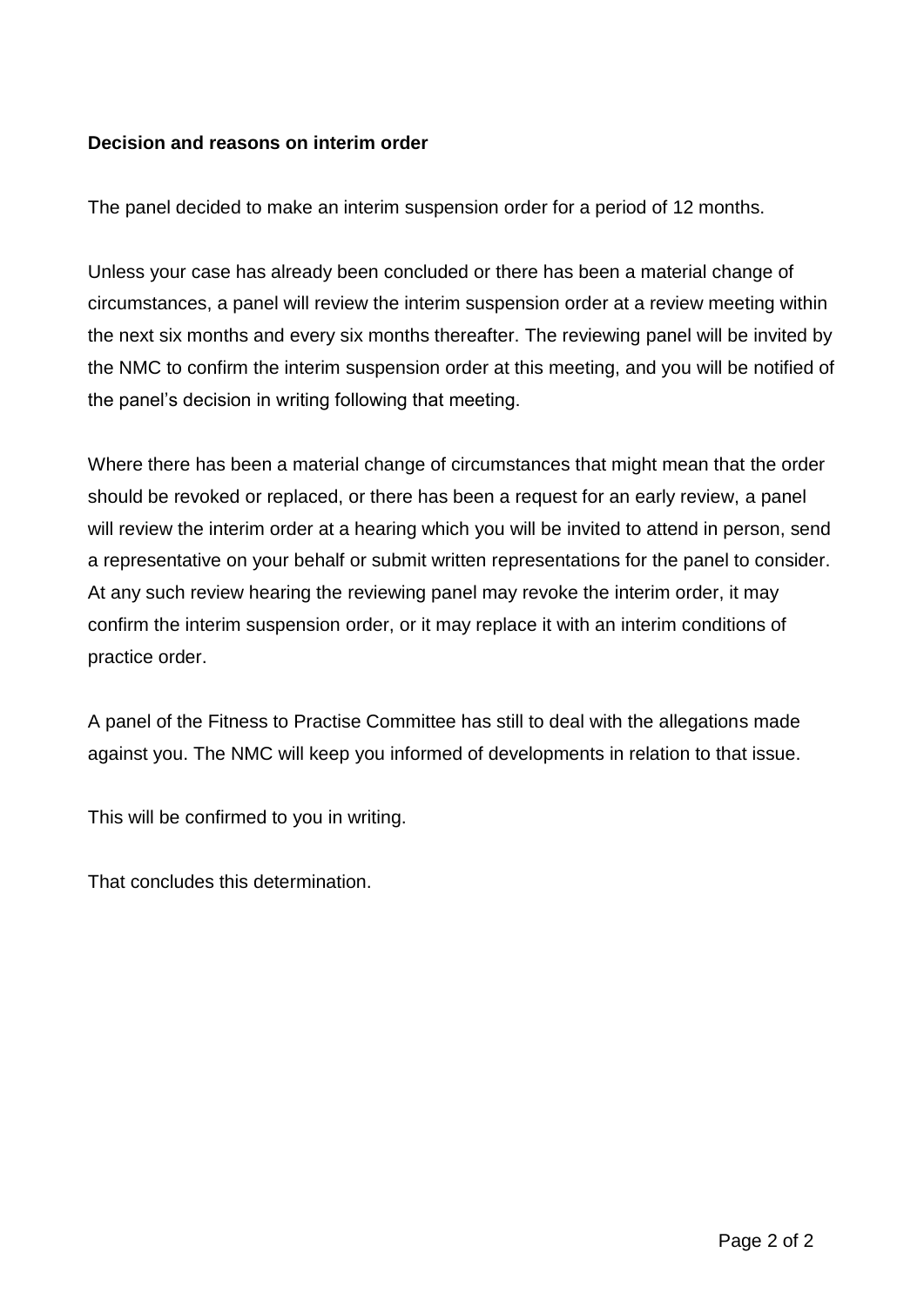**Decision and reasons on interim order**

The panel decided to make an interim suspension order for a period of 12 months.

Unless your case has already been concluded or there has been a material change of circumstances, a panel will review the interim suspension order at a review meeting within the next six months and every six months thereafter. The reviewing panel will be invited by the NMC to confirm the interim suspension order at this meeting, and you will be notified of the panel's decision in writing following that meeting.

Where there has been a material change of circumstances that might mean that the order should be revoked or replaced, or there has been a request for an early review, a panel will review the interim order at a hearing which you will be invited to attend in person, send a representative on your behalf or submit written representations for the panel to consider. At any such review hearing the reviewing panel may revoke the interim order, it may confirm the interim suspension order, or it may replace it with an interim conditions of practice order.

A panel of the Fitness to Practise Committee has still to deal with the allegations made against you. The NMC will keep you informed of developments in relation to that issue.

This will be confirmed to you in writing.

That concludes this determination.